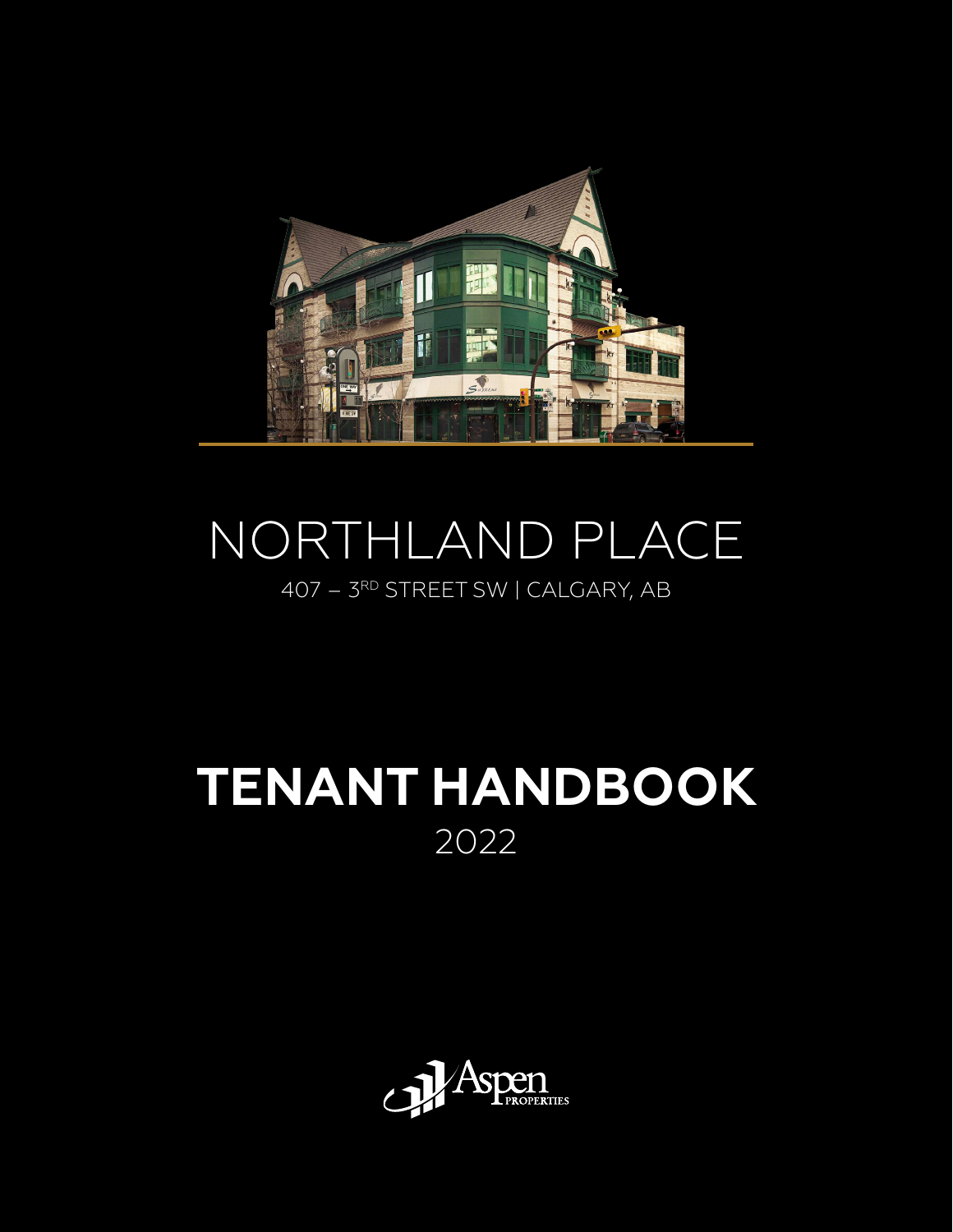# NORTHLAND PLACE

407 – 3RD STREET SW | CALGARY, AB

# TENANT HANDBOOK

2022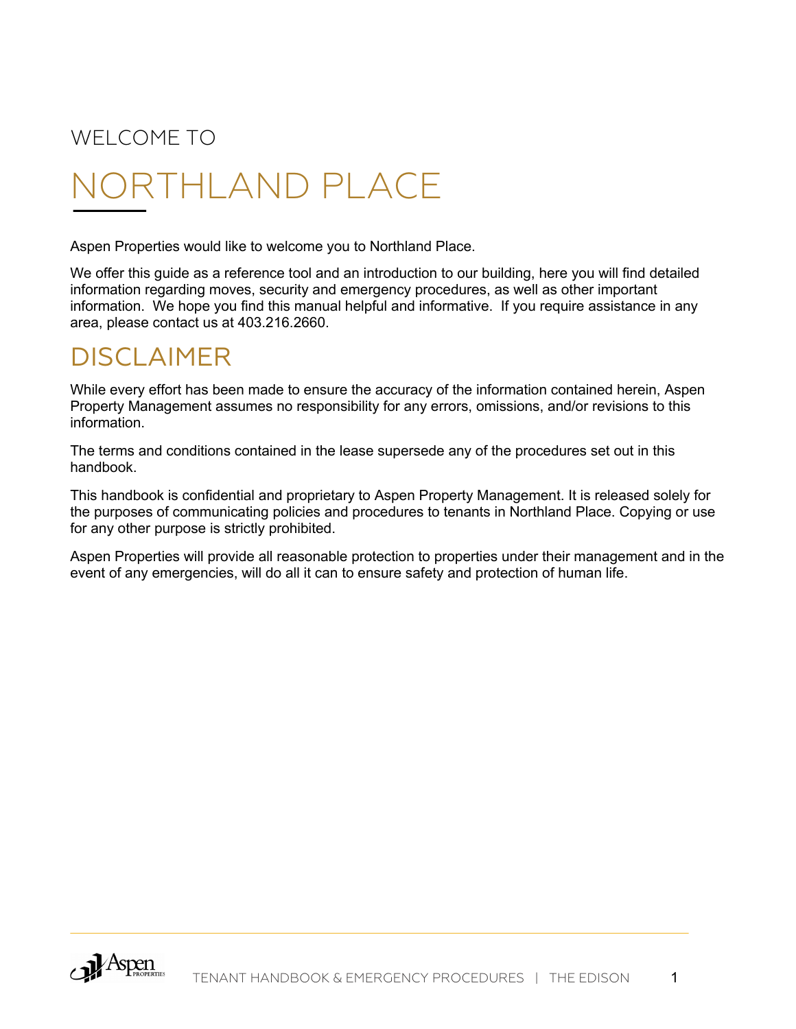WELCOME TO

# NORTHLAND PLACE

Aspen Properties would like to welcome you to Northland Place.

We offer this guide as a reference tool and an introduction to our building, here you will find detailed information regarding moves, security and emergency procedures, as well as other important information. We hope you find this manual helpful and informative. If you require assistance in any area, please contact us at 403.216.2660.

## DISCLAIMER

While every effort has been made to ensure the accuracy of the information contained herein, Aspen Property Management assumes no responsibility for any errors, omissions, and/or revisions to this information.

The terms and conditions contained in the lease supersede any of the procedures set out in this handbook.

This handbook is confidential and proprietary to Aspen Property Management. It is released solely for the purposes of communicating policies and procedures to tenants in Northland Place. Copying or use for any other purpose is strictly prohibited.

Aspen Properties will provide all reasonable protection to properties under their management and in the event of any emergencies, will do all it can to ensure safety and protection of human life.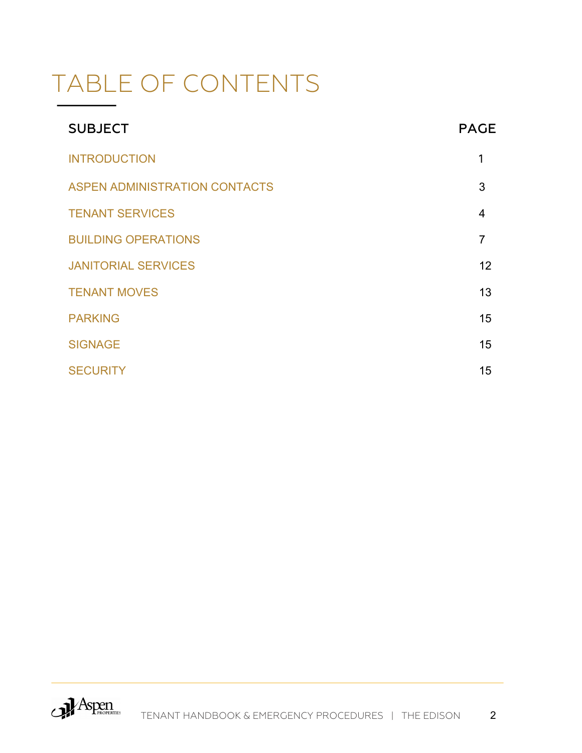# TABLE OF CONTENTS

| SUBJECT | PAGE |
|---|---|
| INTRODUCTION | 1 |
| ASPEN ADMINISTRATION CONTACTS | 3 |
| TENANT SERVICES | 4 |
| BUILDING OPERATIONS | 7 |
| JANITORIAL SERVICES | 12 |
| TENANT MOVES | 13 |
| PARKING | 15 |
| SIGNAGE | 15 |
| SECURITY | 15 |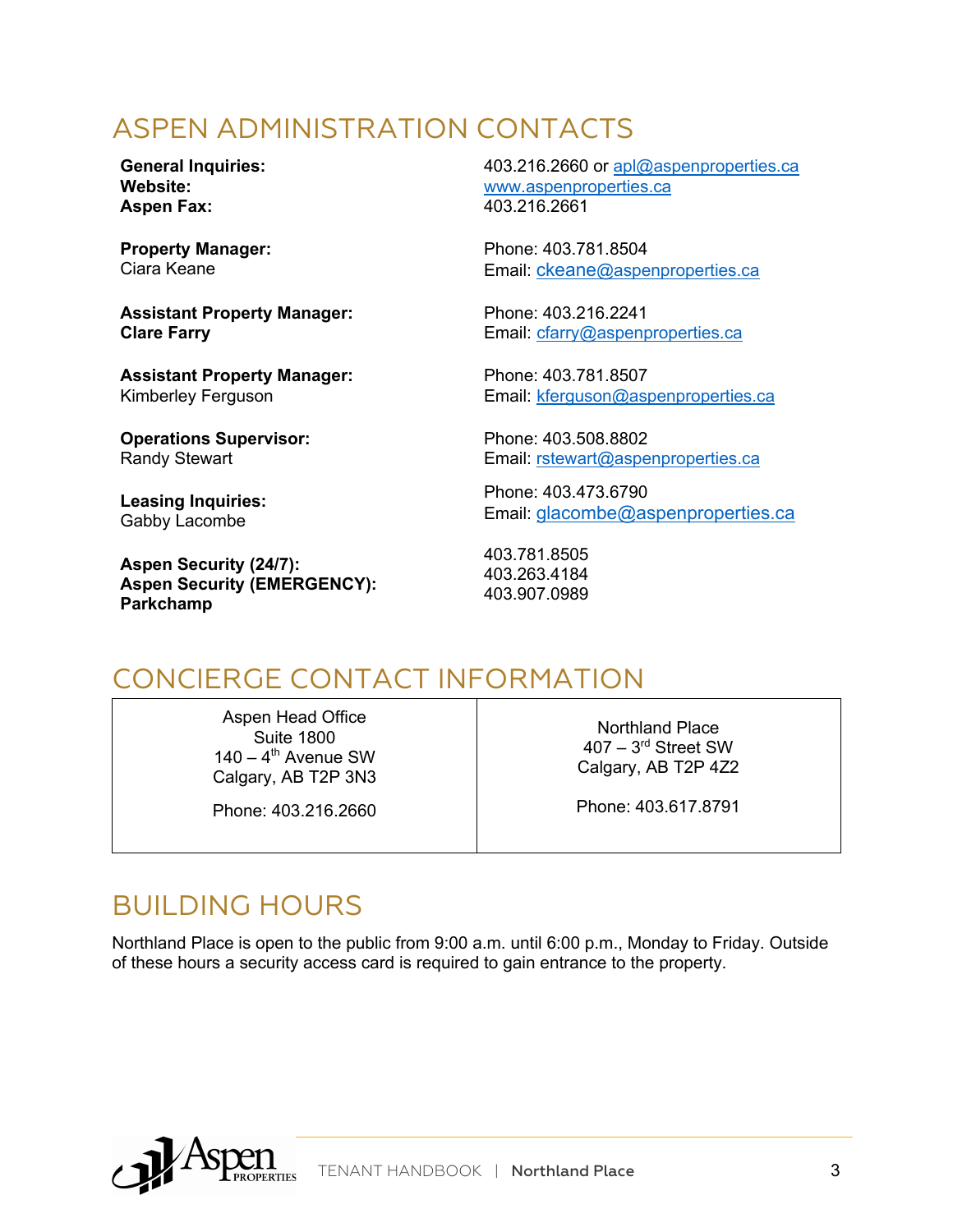## ASPEN ADMINISTRATION CONTACTS

| | |
|---|---|
| **General Inquiries:** | 403.216.2660 or apl@aspenproperties.ca |
| **Website:** | www.aspenproperties.ca |
| **Aspen Fax:** | 403.216.2661 |
| **Property Manager:** Ciara Keane | Phone: 403.781.8504 Email: ckeane@aspenproperties.ca |
| **Assistant Property Manager:** **Clare Farry** | Phone: 403.216.2241 Email: cfarry@aspenproperties.ca |
| **Assistant Property Manager:** Kimberley Ferguson | Phone: 403.781.8507 Email: kferguson@aspenproperties.ca |
| **Operations Supervisor:** Randy Stewart | Phone: 403.508.8802 Email: rstewart@aspenproperties.ca |
| **Leasing Inquiries:** Gabby Lacombe | Phone: 403.473.6790 Email: glacombe@aspenproperties.ca |
| **Aspen Security (24/7):** | 403.781.8505 |
| **Aspen Security (EMERGENCY):** | 403.263.4184 |
| **Parkchamp** | 403.907.0989 |

## CONCIERGE CONTACT INFORMATION

| Aspen Head Office | Northland Place |
|---|---|
| Suite 1800<br>140 – 4th Avenue SW<br>Calgary, AB T2P 3N3<br><br>Phone: 403.216.2660 | 407 – 3rd Street SW<br>Calgary, AB T2P 4Z2<br><br>Phone: 403.617.8791 |

## BUILDING HOURS

Northland Place is open to the public from 9:00 a.m. until 6:00 p.m., Monday to Friday. Outside of these hours a security access card is required to gain entrance to the property.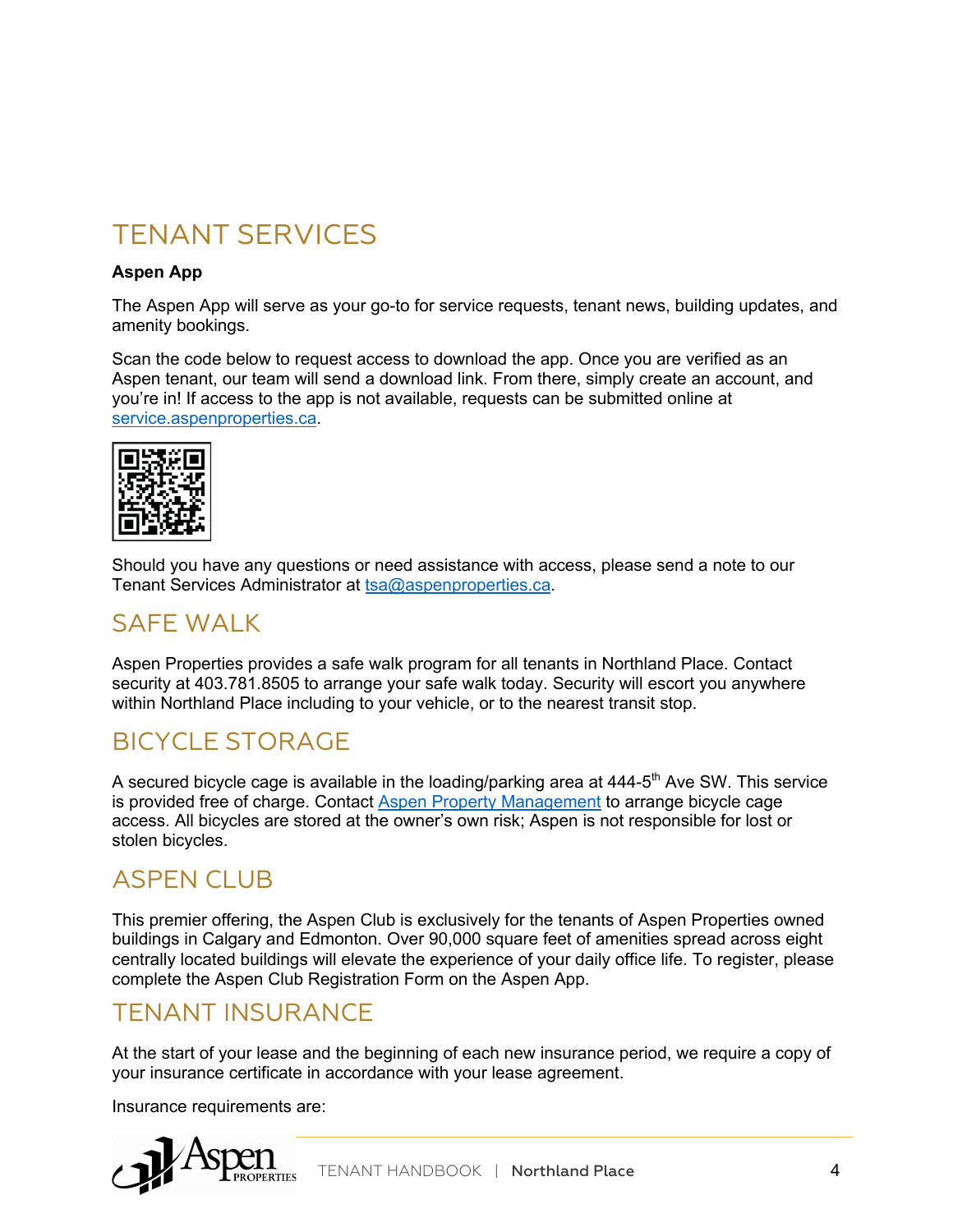# TENANT SERVICES

**Aspen App**

The Aspen App will serve as your go-to for service requests, tenant news, building updates, and amenity bookings.

Scan the code below to request access to download the app. Once you are verified as an Aspen tenant, our team will send a download link. From there, simply create an account, and you're in! If access to the app is not available, requests can be submitted online at [service.aspenproperties.ca](service.aspenproperties.ca).

Should you have any questions or need assistance with access, please send a note to our Tenant Services Administrator at [tsa@aspenproperties.ca](mailto:tsa@aspenproperties.ca).

## SAFE WALK

Aspen Properties provides a safe walk program for all tenants in Northland Place. Contact security at 403.781.8505 to arrange your safe walk today. Security will escort you anywhere within Northland Place including to your vehicle, or to the nearest transit stop.

## BICYCLE STORAGE

A secured bicycle cage is available in the loading/parking area at 444-5th Ave SW. This service is provided free of charge. Contact Aspen Property Management to arrange bicycle cage access. All bicycles are stored at the owner's own risk; Aspen is not responsible for lost or stolen bicycles.

## ASPEN CLUB

This premier offering, the Aspen Club is exclusively for the tenants of Aspen Properties owned buildings in Calgary and Edmonton. Over 90,000 square feet of amenities spread across eight centrally located buildings will elevate the experience of your daily office life. To register, please complete the Aspen Club Registration Form on the Aspen App.

## TENANT INSURANCE

At the start of your lease and the beginning of each new insurance period, we require a copy of your insurance certificate in accordance with your lease agreement.

Insurance requirements are: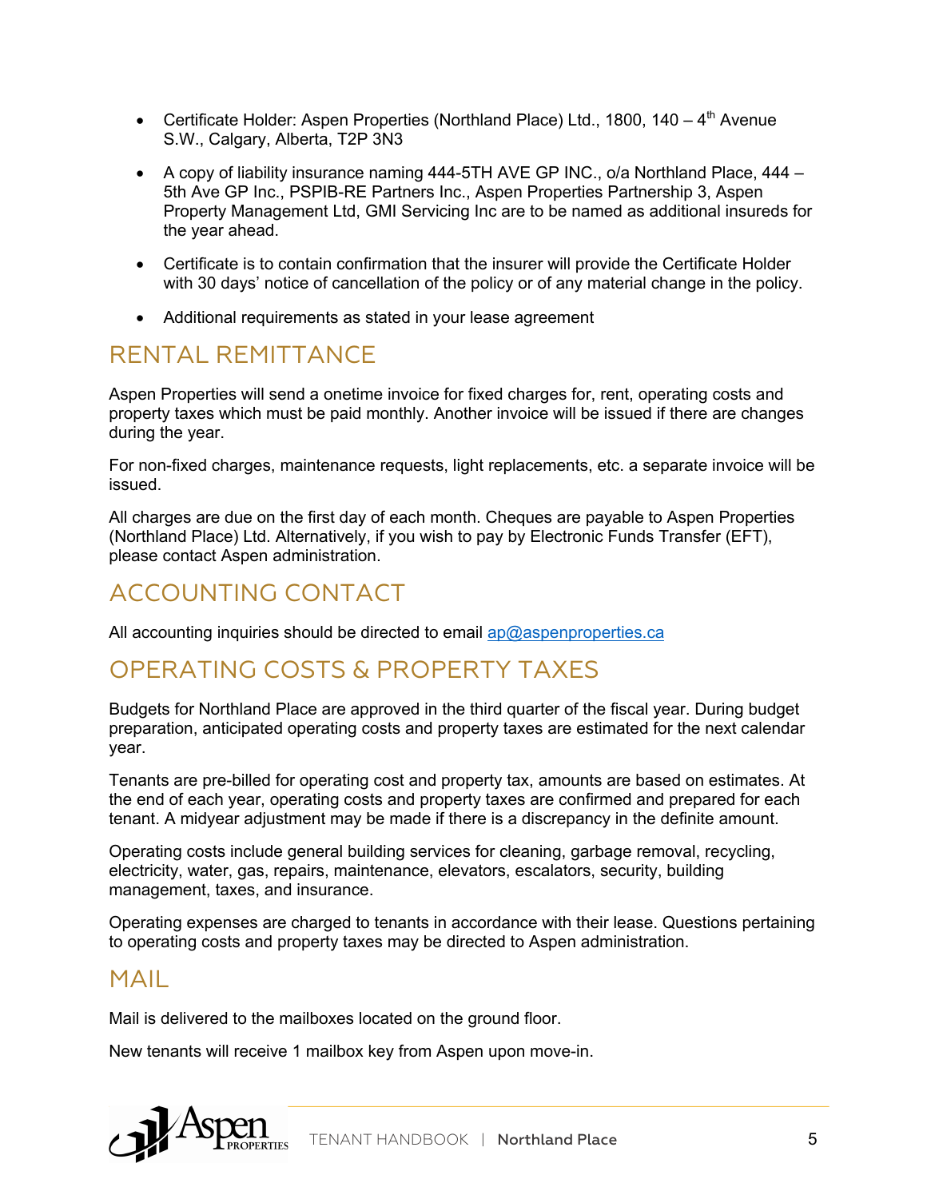- Certificate Holder: Aspen Properties (Northland Place) Ltd., 1800, 140 – 4th Avenue S.W., Calgary, Alberta, T2P 3N3
- A copy of liability insurance naming 444-5TH AVE GP INC., o/a Northland Place, 444 – 5th Ave GP Inc., PSPIB-RE Partners Inc., Aspen Properties Partnership 3, Aspen Property Management Ltd, GMI Servicing Inc are to be named as additional insureds for the year ahead.
- Certificate is to contain confirmation that the insurer will provide the Certificate Holder with 30 days' notice of cancellation of the policy or of any material change in the policy.
- Additional requirements as stated in your lease agreement

## RENTAL REMITTANCE

Aspen Properties will send a onetime invoice for fixed charges for, rent, operating costs and property taxes which must be paid monthly. Another invoice will be issued if there are changes during the year.

For non-fixed charges, maintenance requests, light replacements, etc. a separate invoice will be issued.

All charges are due on the first day of each month. Cheques are payable to Aspen Properties (Northland Place) Ltd. Alternatively, if you wish to pay by Electronic Funds Transfer (EFT), please contact Aspen administration.

## ACCOUNTING CONTACT

All accounting inquiries should be directed to email ap@aspenproperties.ca

## OPERATING COSTS & PROPERTY TAXES

Budgets for Northland Place are approved in the third quarter of the fiscal year. During budget preparation, anticipated operating costs and property taxes are estimated for the next calendar year.

Tenants are pre-billed for operating cost and property tax, amounts are based on estimates. At the end of each year, operating costs and property taxes are confirmed and prepared for each tenant. A midyear adjustment may be made if there is a discrepancy in the definite amount.

Operating costs include general building services for cleaning, garbage removal, recycling, electricity, water, gas, repairs, maintenance, elevators, escalators, security, building management, taxes, and insurance.

Operating expenses are charged to tenants in accordance with their lease. Questions pertaining to operating costs and property taxes may be directed to Aspen administration.

## MAIL

Mail is delivered to the mailboxes located on the ground floor.

New tenants will receive 1 mailbox key from Aspen upon move-in.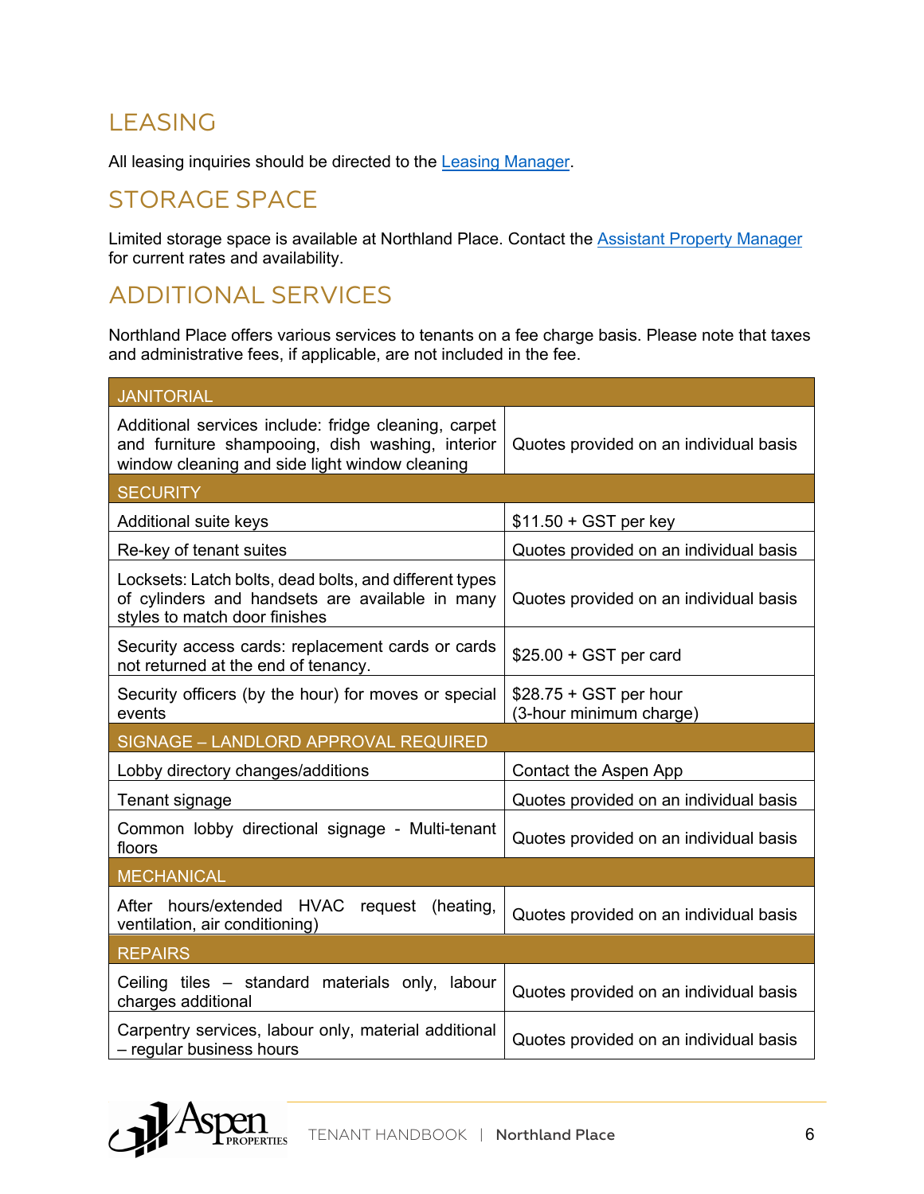## LEASING

All leasing inquiries should be directed to the Leasing Manager.

## STORAGE SPACE

Limited storage space is available at Northland Place. Contact the Assistant Property Manager for current rates and availability.

## ADDITIONAL SERVICES

Northland Place offers various services to tenants on a fee charge basis. Please note that taxes and administrative fees, if applicable, are not included in the fee.

| JANITORIAL | |
|---|---|
| Additional services include: fridge cleaning, carpet and furniture shampooing, dish washing, interior window cleaning and side light window cleaning | Quotes provided on an individual basis |
| **SECURITY** | |
| Additional suite keys | $11.50 + GST per key |
| Re-key of tenant suites | Quotes provided on an individual basis |
| Locksets: Latch bolts, dead bolts, and different types of cylinders and handsets are available in many styles to match door finishes | Quotes provided on an individual basis |
| Security access cards: replacement cards or cards not returned at the end of tenancy. | $25.00 + GST per card |
| Security officers (by the hour) for moves or special events | $28.75 + GST per hour (3-hour minimum charge) |
| **SIGNAGE – LANDLORD APPROVAL REQUIRED** | |
| Lobby directory changes/additions | Contact the Aspen App |
| Tenant signage | Quotes provided on an individual basis |
| Common lobby directional signage - Multi-tenant floors | Quotes provided on an individual basis |
| **MECHANICAL** | |
| After hours/extended HVAC request (heating, ventilation, air conditioning) | Quotes provided on an individual basis |
| **REPAIRS** | |
| Ceiling tiles – standard materials only, labour charges additional | Quotes provided on an individual basis |
| Carpentry services, labour only, material additional – regular business hours | Quotes provided on an individual basis |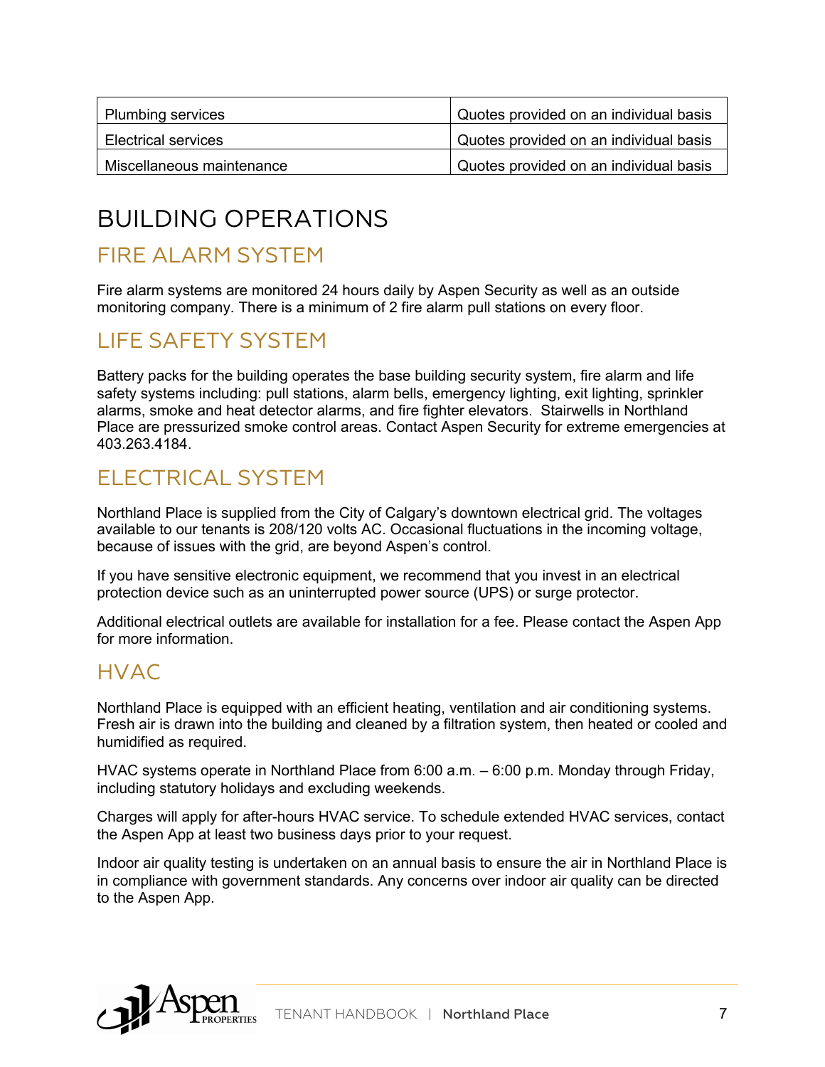| Plumbing services | Quotes provided on an individual basis |
|---|---|
| Electrical services | Quotes provided on an individual basis |
| Miscellaneous maintenance | Quotes provided on an individual basis |

# BUILDING OPERATIONS

## FIRE ALARM SYSTEM

Fire alarm systems are monitored 24 hours daily by Aspen Security as well as an outside monitoring company. There is a minimum of 2 fire alarm pull stations on every floor.

## LIFE SAFETY SYSTEM

Battery packs for the building operates the base building security system, fire alarm and life safety systems including: pull stations, alarm bells, emergency lighting, exit lighting, sprinkler alarms, smoke and heat detector alarms, and fire fighter elevators. Stairwells in Northland Place are pressurized smoke control areas. Contact Aspen Security for extreme emergencies at 403.263.4184.

## ELECTRICAL SYSTEM

Northland Place is supplied from the City of Calgary's downtown electrical grid. The voltages available to our tenants is 208/120 volts AC. Occasional fluctuations in the incoming voltage, because of issues with the grid, are beyond Aspen's control.

If you have sensitive electronic equipment, we recommend that you invest in an electrical protection device such as an uninterrupted power source (UPS) or surge protector.

Additional electrical outlets are available for installation for a fee. Please contact the Aspen App for more information.

## HVAC

Northland Place is equipped with an efficient heating, ventilation and air conditioning systems. Fresh air is drawn into the building and cleaned by a filtration system, then heated or cooled and humidified as required.

HVAC systems operate in Northland Place from 6:00 a.m. – 6:00 p.m. Monday through Friday, including statutory holidays and excluding weekends.

Charges will apply for after-hours HVAC service. To schedule extended HVAC services, contact the Aspen App at least two business days prior to your request.

Indoor air quality testing is undertaken on an annual basis to ensure the air in Northland Place is in compliance with government standards. Any concerns over indoor air quality can be directed to the Aspen App.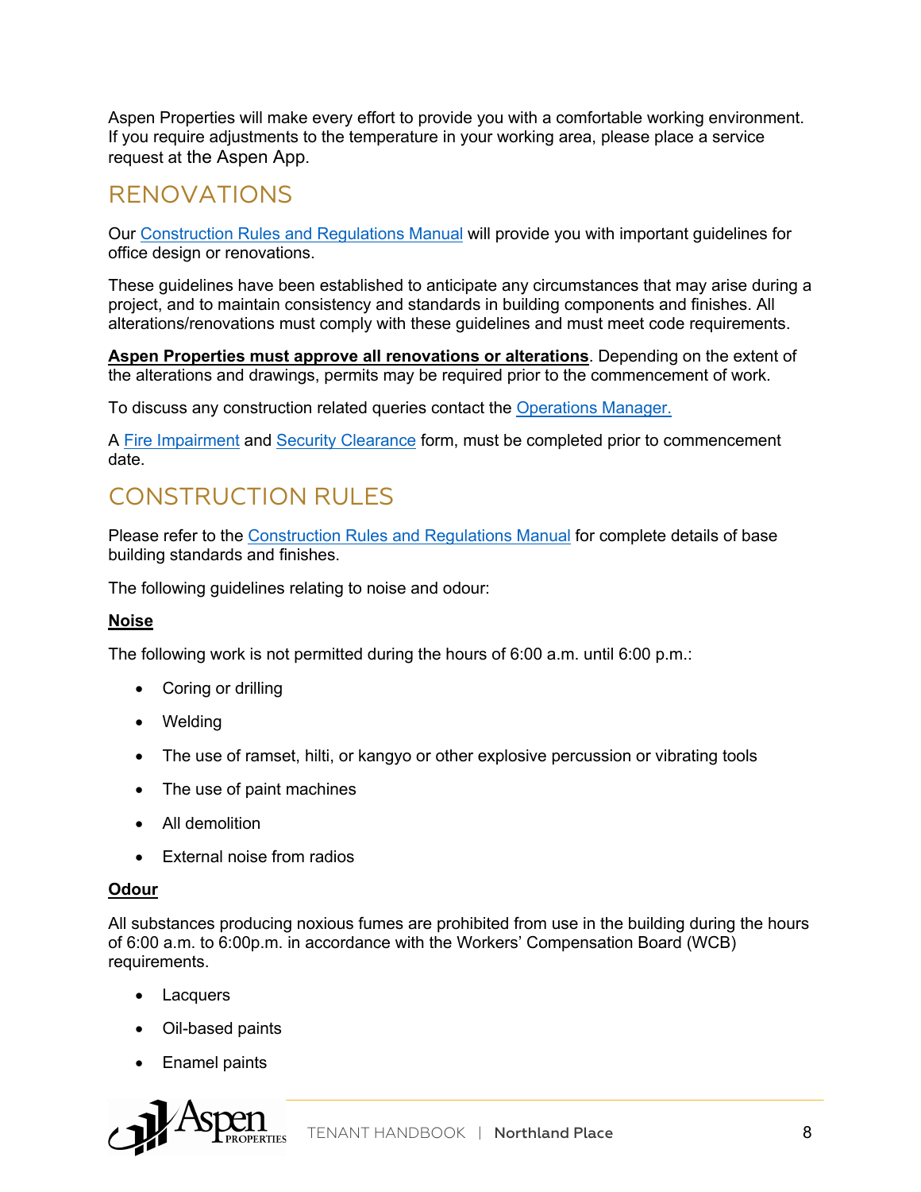Aspen Properties will make every effort to provide you with a comfortable working environment. If you require adjustments to the temperature in your working area, please place a service request at the Aspen App.

## RENOVATIONS

Our Construction Rules and Regulations Manual will provide you with important guidelines for office design or renovations.

These guidelines have been established to anticipate any circumstances that may arise during a project, and to maintain consistency and standards in building components and finishes. All alterations/renovations must comply with these guidelines and must meet code requirements.

**Aspen Properties must approve all renovations or alterations**. Depending on the extent of the alterations and drawings, permits may be required prior to the commencement of work.

To discuss any construction related queries contact the Operations Manager.

A Fire Impairment and Security Clearance form, must be completed prior to commencement date.

## CONSTRUCTION RULES

Please refer to the Construction Rules and Regulations Manual for complete details of base building standards and finishes.

The following guidelines relating to noise and odour:

**Noise**

The following work is not permitted during the hours of 6:00 a.m. until 6:00 p.m.:

- Coring or drilling
- Welding
- The use of ramset, hilti, or kangyo or other explosive percussion or vibrating tools
- The use of paint machines
- All demolition
- External noise from radios

**Odour**

All substances producing noxious fumes are prohibited from use in the building during the hours of 6:00 a.m. to 6:00p.m. in accordance with the Workers' Compensation Board (WCB) requirements.

- Lacquers
- Oil-based paints
- Enamel paints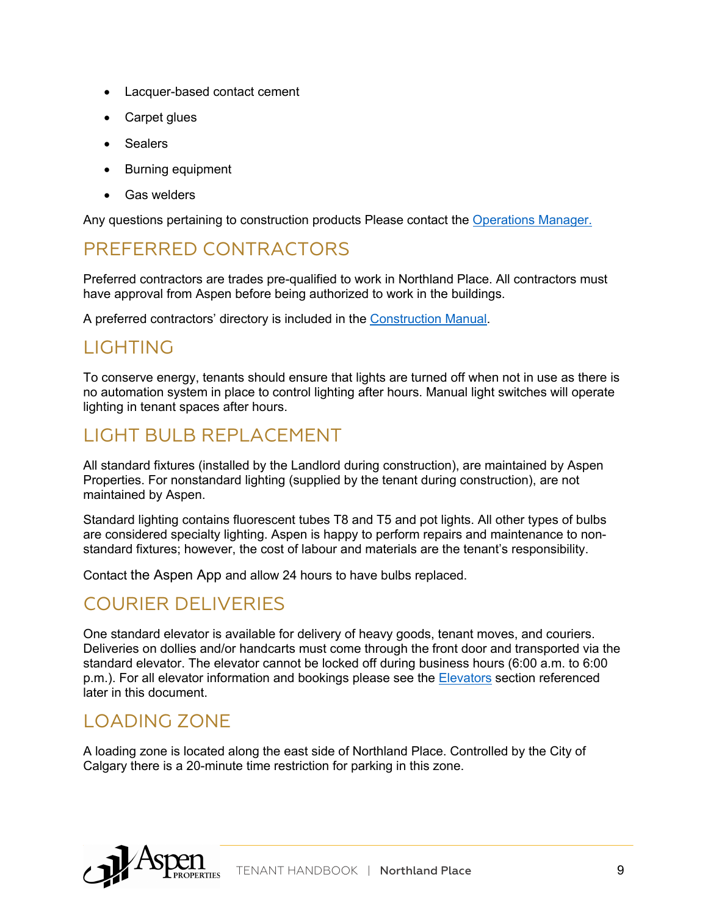- Lacquer-based contact cement
- Carpet glues
- Sealers
- Burning equipment
- Gas welders

Any questions pertaining to construction products Please contact the Operations Manager.

## PREFERRED CONTRACTORS

Preferred contractors are trades pre-qualified to work in Northland Place. All contractors must have approval from Aspen before being authorized to work in the buildings.

A preferred contractors' directory is included in the Construction Manual.

## LIGHTING

To conserve energy, tenants should ensure that lights are turned off when not in use as there is no automation system in place to control lighting after hours. Manual light switches will operate lighting in tenant spaces after hours.

## LIGHT BULB REPLACEMENT

All standard fixtures (installed by the Landlord during construction), are maintained by Aspen Properties. For nonstandard lighting (supplied by the tenant during construction), are not maintained by Aspen.

Standard lighting contains fluorescent tubes T8 and T5 and pot lights. All other types of bulbs are considered specialty lighting. Aspen is happy to perform repairs and maintenance to non-standard fixtures; however, the cost of labour and materials are the tenant's responsibility.

Contact the Aspen App and allow 24 hours to have bulbs replaced.

## COURIER DELIVERIES

One standard elevator is available for delivery of heavy goods, tenant moves, and couriers. Deliveries on dollies and/or handcarts must come through the front door and transported via the standard elevator. The elevator cannot be locked off during business hours (6:00 a.m. to 6:00 p.m.). For all elevator information and bookings please see the Elevators section referenced later in this document.

## LOADING ZONE

A loading zone is located along the east side of Northland Place. Controlled by the City of Calgary there is a 20-minute time restriction for parking in this zone.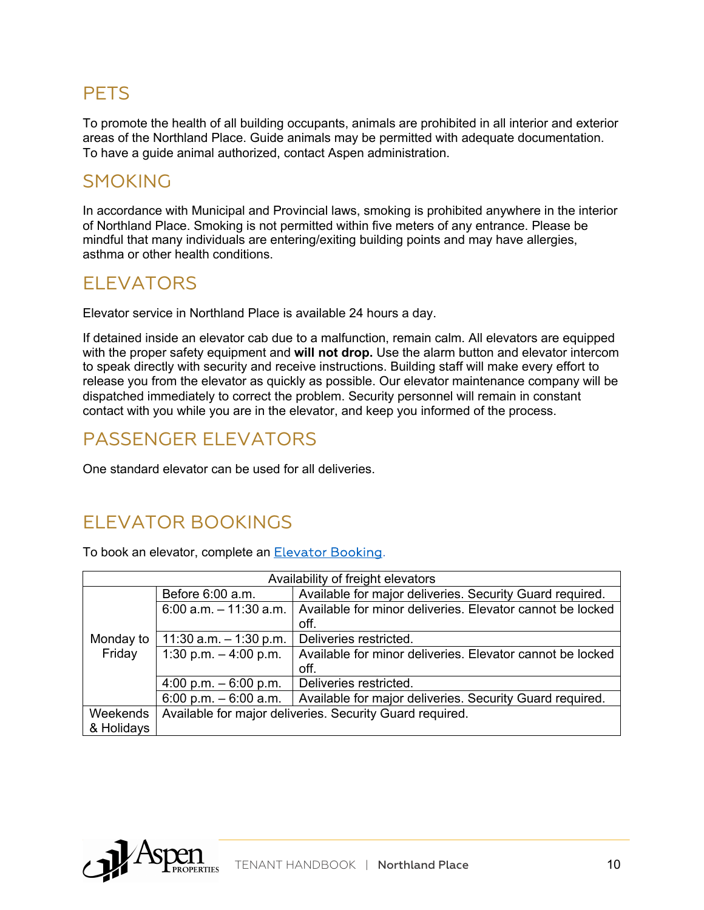## PETS

To promote the health of all building occupants, animals are prohibited in all interior and exterior areas of the Northland Place. Guide animals may be permitted with adequate documentation. To have a guide animal authorized, contact Aspen administration.

## SMOKING

In accordance with Municipal and Provincial laws, smoking is prohibited anywhere in the interior of Northland Place. Smoking is not permitted within five meters of any entrance. Please be mindful that many individuals are entering/exiting building points and may have allergies, asthma or other health conditions.

## ELEVATORS

Elevator service in Northland Place is available 24 hours a day.

If detained inside an elevator cab due to a malfunction, remain calm. All elevators are equipped with the proper safety equipment and **will not drop.** Use the alarm button and elevator intercom to speak directly with security and receive instructions. Building staff will make every effort to release you from the elevator as quickly as possible. Our elevator maintenance company will be dispatched immediately to correct the problem. Security personnel will remain in constant contact with you while you are in the elevator, and keep you informed of the process.

## PASSENGER ELEVATORS

One standard elevator can be used for all deliveries.

## ELEVATOR BOOKINGS

To book an elevator, complete an Elevator Booking.

| Availability of freight elevators | | |
|---|---|---|
| Monday to Friday | Before 6:00 a.m. | Available for major deliveries. Security Guard required. |
| | 6:00 a.m. – 11:30 a.m. | Available for minor deliveries. Elevator cannot be locked off. |
| | 11:30 a.m. – 1:30 p.m. | Deliveries restricted. |
| | 1:30 p.m. – 4:00 p.m. | Available for minor deliveries. Elevator cannot be locked off. |
| | 4:00 p.m. – 6:00 p.m. | Deliveries restricted. |
| | 6:00 p.m. – 6:00 a.m. | Available for major deliveries. Security Guard required. |
| Weekends & Holidays | Available for major deliveries. Security Guard required. | |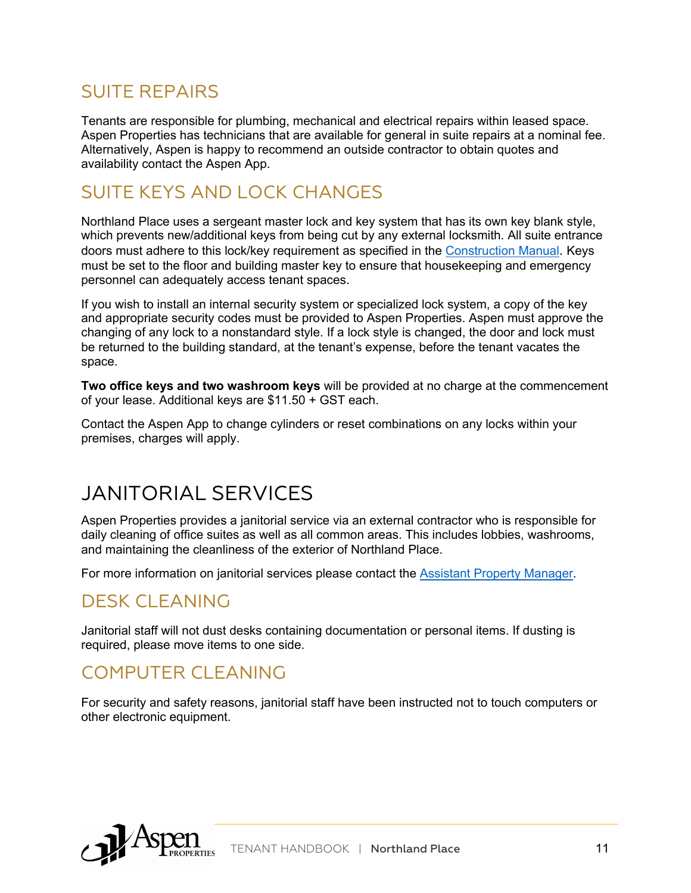## SUITE REPAIRS

Tenants are responsible for plumbing, mechanical and electrical repairs within leased space. Aspen Properties has technicians that are available for general in suite repairs at a nominal fee. Alternatively, Aspen is happy to recommend an outside contractor to obtain quotes and availability contact the Aspen App.

## SUITE KEYS AND LOCK CHANGES

Northland Place uses a sergeant master lock and key system that has its own key blank style, which prevents new/additional keys from being cut by any external locksmith. All suite entrance doors must adhere to this lock/key requirement as specified in the Construction Manual. Keys must be set to the floor and building master key to ensure that housekeeping and emergency personnel can adequately access tenant spaces.

If you wish to install an internal security system or specialized lock system, a copy of the key and appropriate security codes must be provided to Aspen Properties. Aspen must approve the changing of any lock to a nonstandard style. If a lock style is changed, the door and lock must be returned to the building standard, at the tenant's expense, before the tenant vacates the space.

**Two office keys and two washroom keys** will be provided at no charge at the commencement of your lease. Additional keys are $11.50 + GST each.

Contact the Aspen App to change cylinders or reset combinations on any locks within your premises, charges will apply.

# JANITORIAL SERVICES

Aspen Properties provides a janitorial service via an external contractor who is responsible for daily cleaning of office suites as well as all common areas. This includes lobbies, washrooms, and maintaining the cleanliness of the exterior of Northland Place.

For more information on janitorial services please contact the Assistant Property Manager.

## DESK CLEANING

Janitorial staff will not dust desks containing documentation or personal items. If dusting is required, please move items to one side.

## COMPUTER CLEANING

For security and safety reasons, janitorial staff have been instructed not to touch computers or other electronic equipment.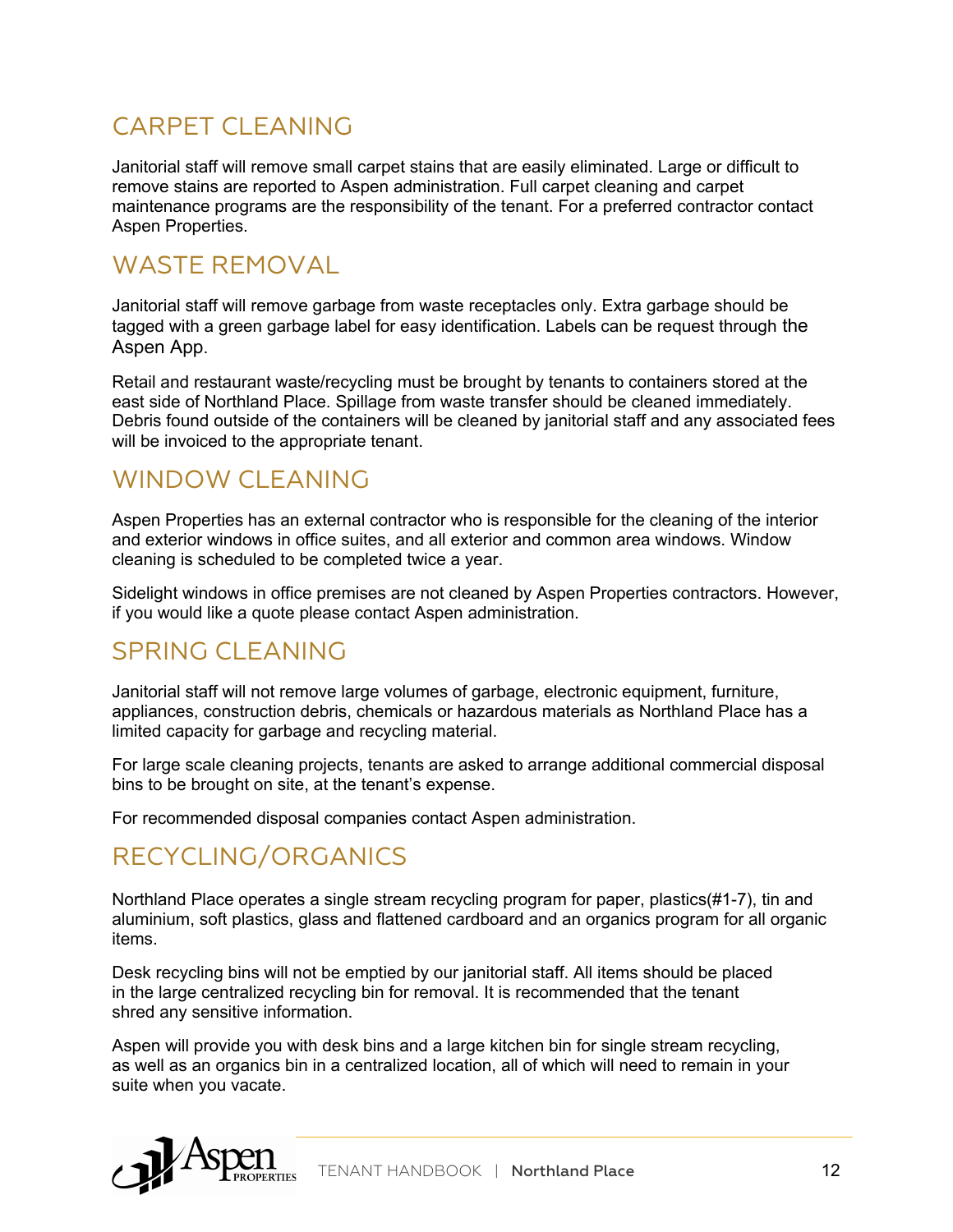## CARPET CLEANING

Janitorial staff will remove small carpet stains that are easily eliminated. Large or difficult to remove stains are reported to Aspen administration. Full carpet cleaning and carpet maintenance programs are the responsibility of the tenant. For a preferred contractor contact Aspen Properties.

## WASTE REMOVAL

Janitorial staff will remove garbage from waste receptacles only. Extra garbage should be tagged with a green garbage label for easy identification. Labels can be request through the Aspen App.

Retail and restaurant waste/recycling must be brought by tenants to containers stored at the east side of Northland Place. Spillage from waste transfer should be cleaned immediately. Debris found outside of the containers will be cleaned by janitorial staff and any associated fees will be invoiced to the appropriate tenant.

## WINDOW CLEANING

Aspen Properties has an external contractor who is responsible for the cleaning of the interior and exterior windows in office suites, and all exterior and common area windows. Window cleaning is scheduled to be completed twice a year.

Sidelight windows in office premises are not cleaned by Aspen Properties contractors. However, if you would like a quote please contact Aspen administration.

## SPRING CLEANING

Janitorial staff will not remove large volumes of garbage, electronic equipment, furniture, appliances, construction debris, chemicals or hazardous materials as Northland Place has a limited capacity for garbage and recycling material.

For large scale cleaning projects, tenants are asked to arrange additional commercial disposal bins to be brought on site, at the tenant's expense.

For recommended disposal companies contact Aspen administration.

## RECYCLING/ORGANICS

Northland Place operates a single stream recycling program for paper, plastics(#1-7), tin and aluminium, soft plastics, glass and flattened cardboard and an organics program for all organic items.

Desk recycling bins will not be emptied by our janitorial staff. All items should be placed in the large centralized recycling bin for removal. It is recommended that the tenant shred any sensitive information.

Aspen will provide you with desk bins and a large kitchen bin for single stream recycling, as well as an organics bin in a centralized location, all of which will need to remain in your suite when you vacate.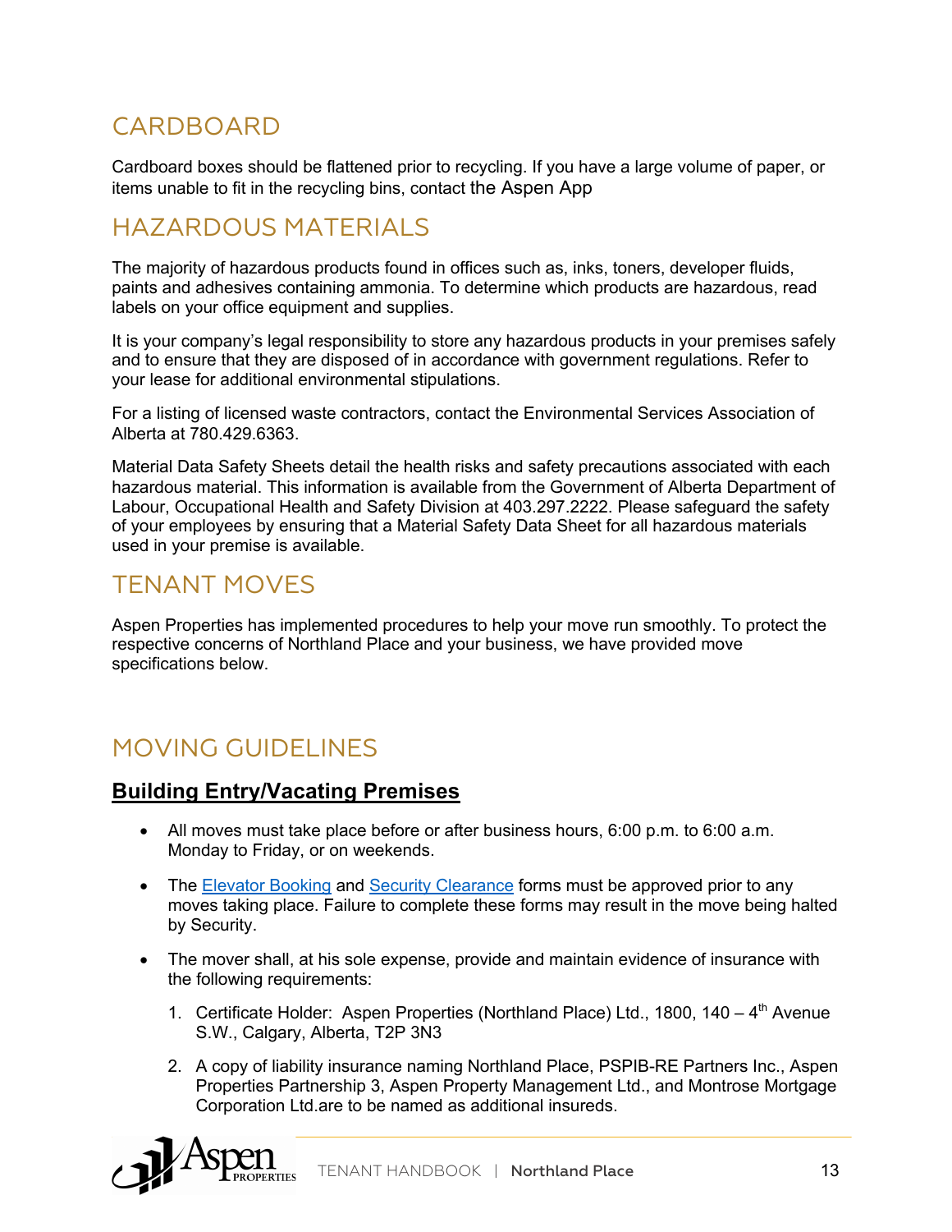## CARDBOARD

Cardboard boxes should be flattened prior to recycling. If you have a large volume of paper, or items unable to fit in the recycling bins, contact the Aspen App

## HAZARDOUS MATERIALS

The majority of hazardous products found in offices such as, inks, toners, developer fluids, paints and adhesives containing ammonia. To determine which products are hazardous, read labels on your office equipment and supplies.

It is your company's legal responsibility to store any hazardous products in your premises safely and to ensure that they are disposed of in accordance with government regulations. Refer to your lease for additional environmental stipulations.

For a listing of licensed waste contractors, contact the Environmental Services Association of Alberta at 780.429.6363.

Material Data Safety Sheets detail the health risks and safety precautions associated with each hazardous material. This information is available from the Government of Alberta Department of Labour, Occupational Health and Safety Division at 403.297.2222. Please safeguard the safety of your employees by ensuring that a Material Safety Data Sheet for all hazardous materials used in your premise is available.

## TENANT MOVES

Aspen Properties has implemented procedures to help your move run smoothly. To protect the respective concerns of Northland Place and your business, we have provided move specifications below.

## MOVING GUIDELINES

### Building Entry/Vacating Premises

- All moves must take place before or after business hours, 6:00 p.m. to 6:00 a.m. Monday to Friday, or on weekends.
- The Elevator Booking and Security Clearance forms must be approved prior to any moves taking place. Failure to complete these forms may result in the move being halted by Security.
- The mover shall, at his sole expense, provide and maintain evidence of insurance with the following requirements:
  1. Certificate Holder: Aspen Properties (Northland Place) Ltd., 1800, 140 – 4th Avenue S.W., Calgary, Alberta, T2P 3N3
  2. A copy of liability insurance naming Northland Place, PSPIB-RE Partners Inc., Aspen Properties Partnership 3, Aspen Property Management Ltd., and Montrose Mortgage Corporation Ltd.are to be named as additional insureds.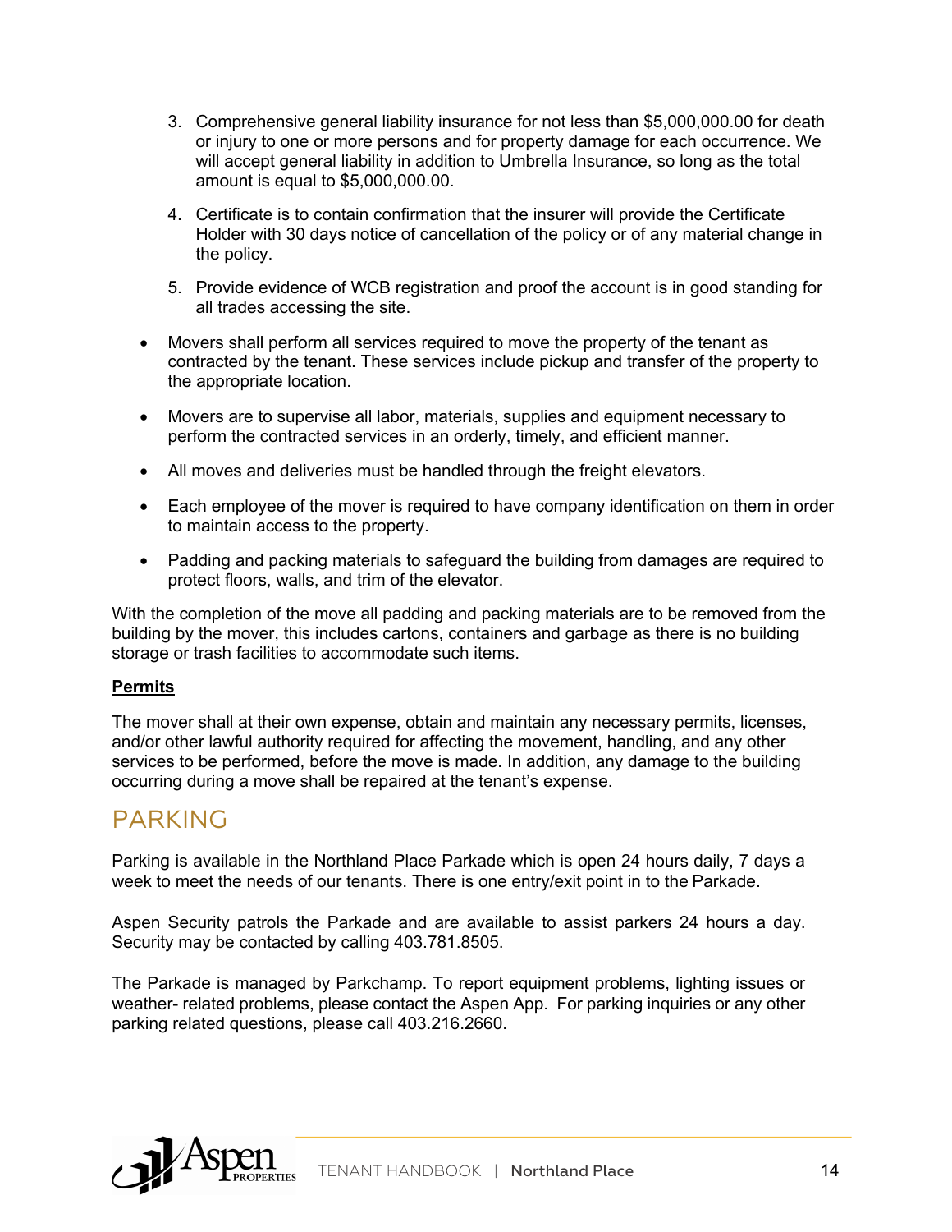3. Comprehensive general liability insurance for not less than $5,000,000.00 for death or injury to one or more persons and for property damage for each occurrence. We will accept general liability in addition to Umbrella Insurance, so long as the total amount is equal to $5,000,000.00.

4. Certificate is to contain confirmation that the insurer will provide the Certificate Holder with 30 days notice of cancellation of the policy or of any material change in the policy.

5. Provide evidence of WCB registration and proof the account is in good standing for all trades accessing the site.

- Movers shall perform all services required to move the property of the tenant as contracted by the tenant. These services include pickup and transfer of the property to the appropriate location.
- Movers are to supervise all labor, materials, supplies and equipment necessary to perform the contracted services in an orderly, timely, and efficient manner.
- All moves and deliveries must be handled through the freight elevators.
- Each employee of the mover is required to have company identification on them in order to maintain access to the property.
- Padding and packing materials to safeguard the building from damages are required to protect floors, walls, and trim of the elevator.

With the completion of the move all padding and packing materials are to be removed from the building by the mover, this includes cartons, containers and garbage as there is no building storage or trash facilities to accommodate such items.

**Permits**

The mover shall at their own expense, obtain and maintain any necessary permits, licenses, and/or other lawful authority required for affecting the movement, handling, and any other services to be performed, before the move is made. In addition, any damage to the building occurring during a move shall be repaired at the tenant's expense.

# PARKING

Parking is available in the Northland Place Parkade which is open 24 hours daily, 7 days a week to meet the needs of our tenants. There is one entry/exit point in to the Parkade.

Aspen Security patrols the Parkade and are available to assist parkers 24 hours a day. Security may be contacted by calling 403.781.8505.

The Parkade is managed by Parkchamp. To report equipment problems, lighting issues or weather- related problems, please contact the Aspen App. For parking inquiries or any other parking related questions, please call 403.216.2660.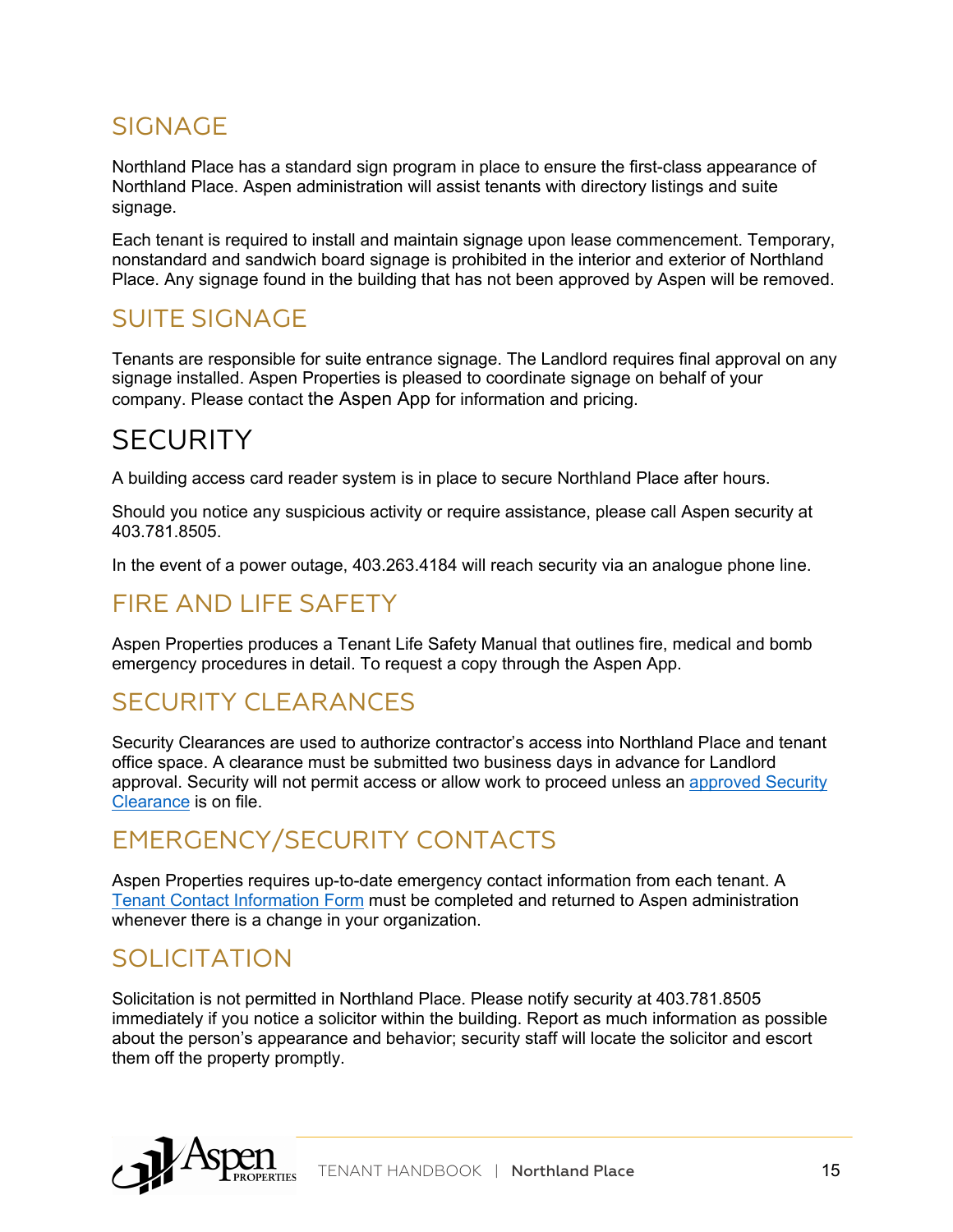## SIGNAGE

Northland Place has a standard sign program in place to ensure the first-class appearance of Northland Place. Aspen administration will assist tenants with directory listings and suite signage.

Each tenant is required to install and maintain signage upon lease commencement. Temporary, nonstandard and sandwich board signage is prohibited in the interior and exterior of Northland Place. Any signage found in the building that has not been approved by Aspen will be removed.

## SUITE SIGNAGE

Tenants are responsible for suite entrance signage. The Landlord requires final approval on any signage installed. Aspen Properties is pleased to coordinate signage on behalf of your company. Please contact the Aspen App for information and pricing.

# SECURITY

A building access card reader system is in place to secure Northland Place after hours.

Should you notice any suspicious activity or require assistance, please call Aspen security at 403.781.8505.

In the event of a power outage, 403.263.4184 will reach security via an analogue phone line.

## FIRE AND LIFE SAFETY

Aspen Properties produces a Tenant Life Safety Manual that outlines fire, medical and bomb emergency procedures in detail. To request a copy through the Aspen App.

## SECURITY CLEARANCES

Security Clearances are used to authorize contractor's access into Northland Place and tenant office space. A clearance must be submitted two business days in advance for Landlord approval. Security will not permit access or allow work to proceed unless an approved Security Clearance is on file.

## EMERGENCY/SECURITY CONTACTS

Aspen Properties requires up-to-date emergency contact information from each tenant. A Tenant Contact Information Form must be completed and returned to Aspen administration whenever there is a change in your organization.

## SOLICITATION

Solicitation is not permitted in Northland Place. Please notify security at 403.781.8505 immediately if you notice a solicitor within the building. Report as much information as possible about the person's appearance and behavior; security staff will locate the solicitor and escort them off the property promptly.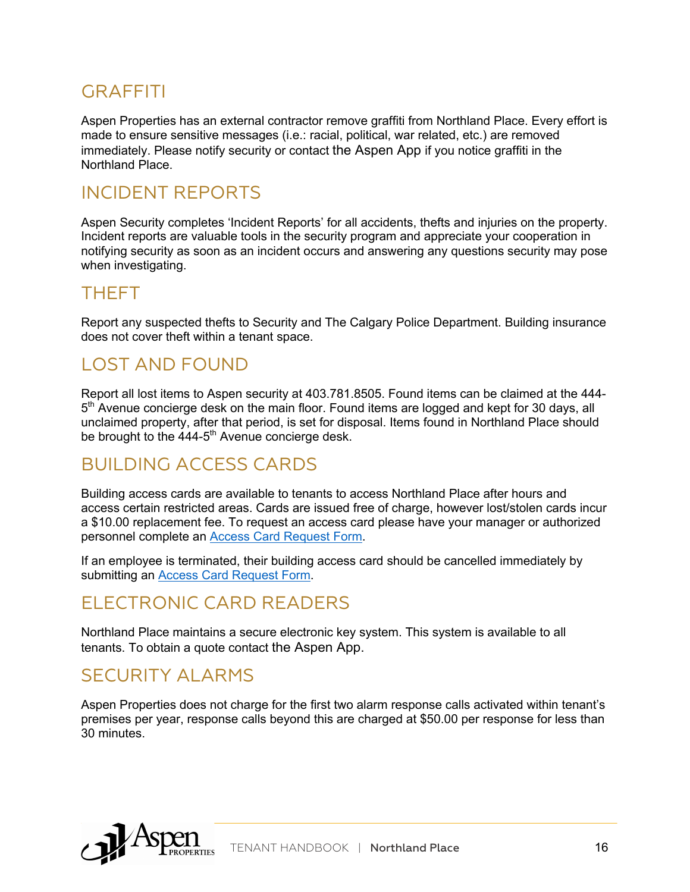## GRAFFITI

Aspen Properties has an external contractor remove graffiti from Northland Place. Every effort is made to ensure sensitive messages (i.e.: racial, political, war related, etc.) are removed immediately. Please notify security or contact the Aspen App if you notice graffiti in the Northland Place.

## INCIDENT REPORTS

Aspen Security completes 'Incident Reports' for all accidents, thefts and injuries on the property. Incident reports are valuable tools in the security program and appreciate your cooperation in notifying security as soon as an incident occurs and answering any questions security may pose when investigating.

## THEFT

Report any suspected thefts to Security and The Calgary Police Department. Building insurance does not cover theft within a tenant space.

## LOST AND FOUND

Report all lost items to Aspen security at 403.781.8505. Found items can be claimed at the 444-5th Avenue concierge desk on the main floor. Found items are logged and kept for 30 days, all unclaimed property, after that period, is set for disposal. Items found in Northland Place should be brought to the 444-5th Avenue concierge desk.

## BUILDING ACCESS CARDS

Building access cards are available to tenants to access Northland Place after hours and access certain restricted areas. Cards are issued free of charge, however lost/stolen cards incur a $10.00 replacement fee. To request an access card please have your manager or authorized personnel complete an Access Card Request Form.

If an employee is terminated, their building access card should be cancelled immediately by submitting an Access Card Request Form.

## ELECTRONIC CARD READERS

Northland Place maintains a secure electronic key system. This system is available to all tenants. To obtain a quote contact the Aspen App.

## SECURITY ALARMS

Aspen Properties does not charge for the first two alarm response calls activated within tenant's premises per year, response calls beyond this are charged at $50.00 per response for less than 30 minutes.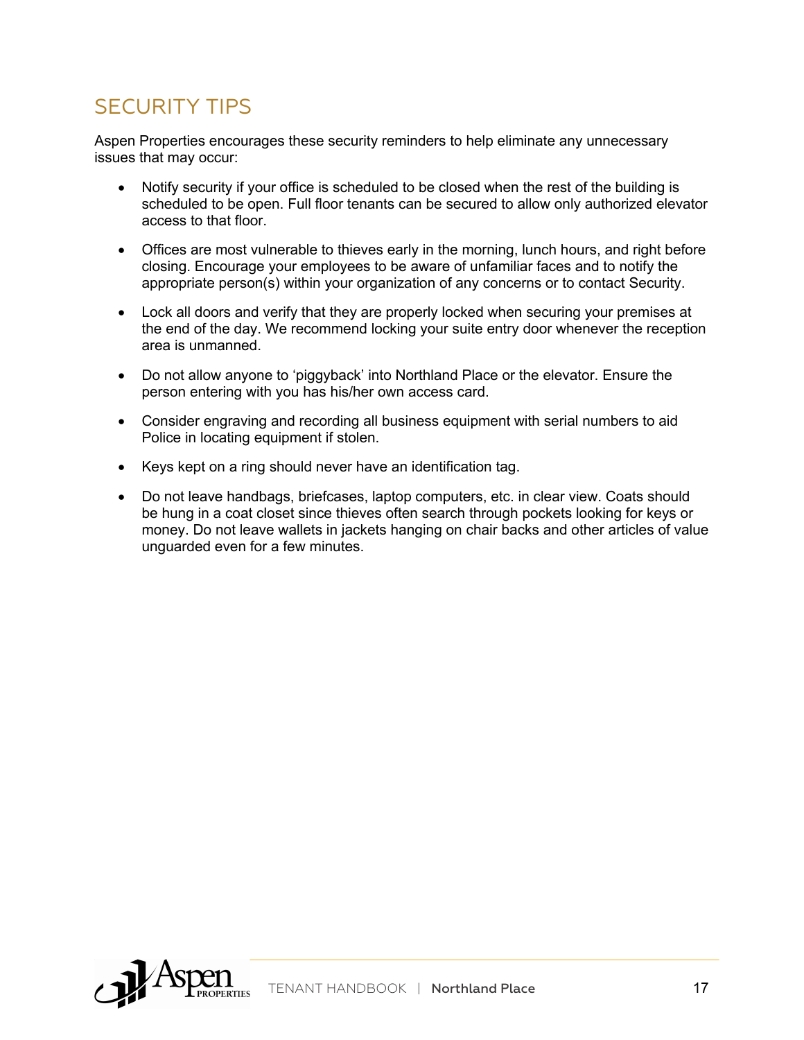## SECURITY TIPS

Aspen Properties encourages these security reminders to help eliminate any unnecessary issues that may occur:

- Notify security if your office is scheduled to be closed when the rest of the building is scheduled to be open. Full floor tenants can be secured to allow only authorized elevator access to that floor.
- Offices are most vulnerable to thieves early in the morning, lunch hours, and right before closing. Encourage your employees to be aware of unfamiliar faces and to notify the appropriate person(s) within your organization of any concerns or to contact Security.
- Lock all doors and verify that they are properly locked when securing your premises at the end of the day. We recommend locking your suite entry door whenever the reception area is unmanned.
- Do not allow anyone to 'piggyback' into Northland Place or the elevator. Ensure the person entering with you has his/her own access card.
- Consider engraving and recording all business equipment with serial numbers to aid Police in locating equipment if stolen.
- Keys kept on a ring should never have an identification tag.
- Do not leave handbags, briefcases, laptop computers, etc. in clear view. Coats should be hung in a coat closet since thieves often search through pockets looking for keys or money. Do not leave wallets in jackets hanging on chair backs and other articles of value unguarded even for a few minutes.